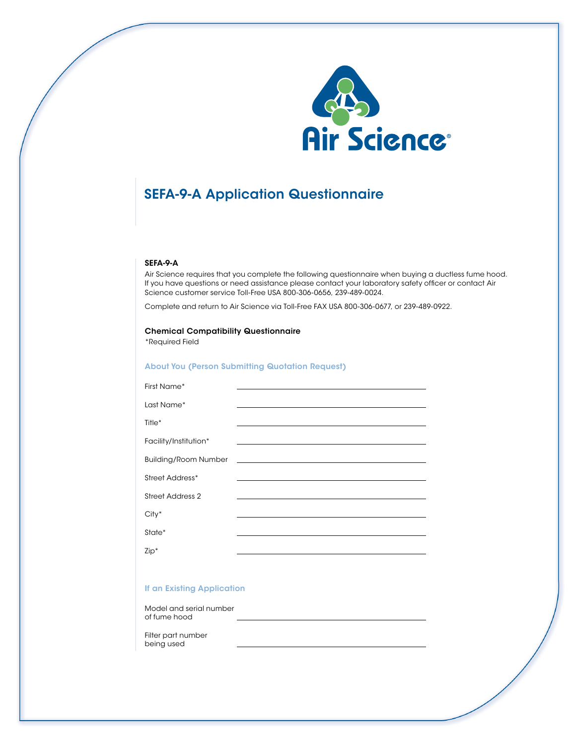Air Science®

# SEFA-9-A Application Questionnaire

**SEFA-9-A**

Air Science requires that you complete the following questionnaire when buying a ductless fume hood. If you have questions or need assistance please contact your laboratory safety officer or contact Air Science customer service Toll-Free USA 800-306-0656, 239-489-0024.

Complete and return to Air Science via Toll-Free FAX USA 800-306-0677, or 239-489-0922.

**Chemical Compatibility Questionnaire**

*Required Field

### About You (Person Submitting Quotation Request)

First Name* \_\_\_\_\_\_\_\_\_\_\_\_\_\_\_\_\_\_\_\_\_\_\_\_\_\_\_\_\_\_

Last Name* \_\_\_\_\_\_\_\_\_\_\_\_\_\_\_\_\_\_\_\_\_\_\_\_\_\_\_\_\_\_

Title* \_\_\_\_\_\_\_\_\_\_\_\_\_\_\_\_\_\_\_\_\_\_\_\_\_\_\_\_\_\_

Facility/Institution* \_\_\_\_\_\_\_\_\_\_\_\_\_\_\_\_\_\_\_\_\_\_\_\_\_\_\_\_\_\_

Building/Room Number \_\_\_\_\_\_\_\_\_\_\_\_\_\_\_\_\_\_\_\_\_\_\_\_\_\_\_\_\_\_

Street Address* \_\_\_\_\_\_\_\_\_\_\_\_\_\_\_\_\_\_\_\_\_\_\_\_\_\_\_\_\_\_

Street Address 2 \_\_\_\_\_\_\_\_\_\_\_\_\_\_\_\_\_\_\_\_\_\_\_\_\_\_\_\_\_\_

City* \_\_\_\_\_\_\_\_\_\_\_\_\_\_\_\_\_\_\_\_\_\_\_\_\_\_\_\_\_\_

State* \_\_\_\_\_\_\_\_\_\_\_\_\_\_\_\_\_\_\_\_\_\_\_\_\_\_\_\_\_\_

Zip* \_\_\_\_\_\_\_\_\_\_\_\_\_\_\_\_\_\_\_\_\_\_\_\_\_\_\_\_\_\_

### If an Existing Application

Model and serial number of fume hood \_\_\_\_\_\_\_\_\_\_\_\_\_\_\_\_\_\_\_\_\_\_\_\_\_\_\_\_\_\_

Filter part number being used \_\_\_\_\_\_\_\_\_\_\_\_\_\_\_\_\_\_\_\_\_\_\_\_\_\_\_\_\_\_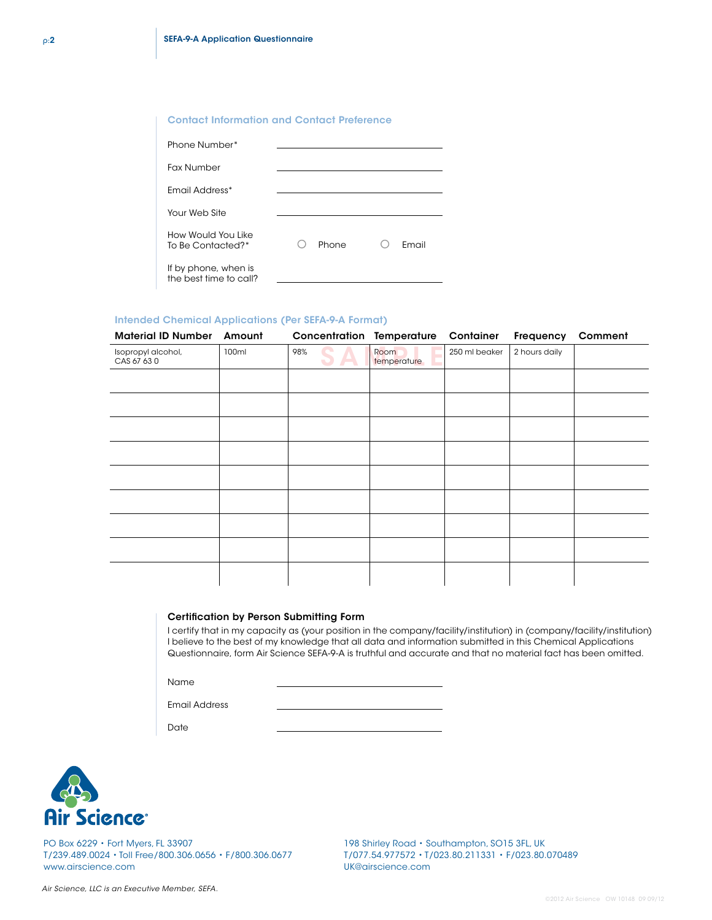## Contact Information and Contact Preference

Phone Number* ______________________

Fax Number ______________________

Email Address* ______________________

Your Web Site ______________________

How Would You Like To Be Contacted?* ○ Phone ○ Email

If by phone, when is the best time to call? ______________________

## Intended Chemical Applications (Per SEFA-9-A Format)

| Material ID Number | Amount | Concentration | Temperature | Container | Frequency | Comment |
|---|---|---|---|---|---|---|
| Isopropyl alcohol, CAS 67 63 0 | 100ml | 98% | Room temperature | 250 ml beaker | 2 hours daily | |
| | | | | | | |
| | | | | | | |
| | | | | | | |
| | | | | | | |
| | | | | | | |
| | | | | | | |
| | | | | | | |
| | | | | | | |
| | | | | | | |

SAMPLE

### Certification by Person Submitting Form

I certify that in my capacity as (your position in the company/facility/institution) in (company/facility/institution) I believe to the best of my knowledge that all data and information submitted in this Chemical Applications Questionnaire, form Air Science SEFA-9-A is truthful and accurate and that no material fact has been omitted.

Name ______________________

Email Address ______________________

Date ______________________

Air Science

PO Box 6229 • Fort Myers, FL 33907
T/239.489.0024 • Toll Free/800.306.0656 • F/800.306.0677
www.airscience.com

198 Shirley Road • Southampton, SO15 3FL, UK
T/077.54.977572 • T/023.80.211331 • F/023.80.070489
UK@airscience.com

*Air Science, LLC is an Executive Member, SEFA.*

©2012 Air Science OW 10148 09 09/12